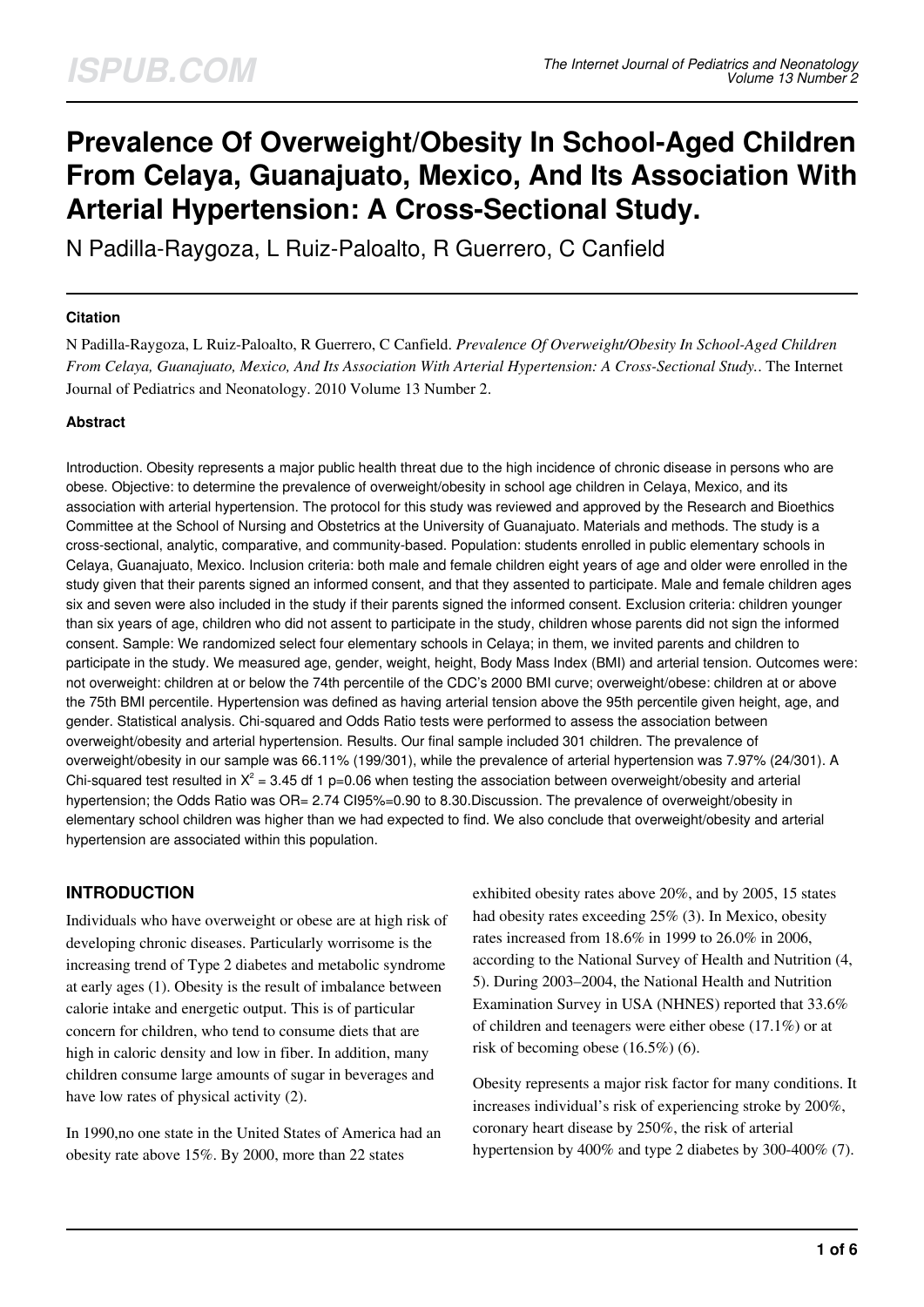# Prevalence Of Overweight/Obesity In School-Aged Children From Celaya, Guanajuato, Mexico, And Its Association With Arterial Hypertension: A Cross-Sectional Study.

N Padilla-Raygoza, L Ruiz-Paloalto, R Guerrero, C Canfield

### Citation

N Padilla-Raygoza, L Ruiz-Paloalto, R Guerrero, C Canfield. *Prevalence Of Overweight/Obesity In School-Aged Children From Celaya, Guanajuato, Mexico, And Its Association With Arterial Hypertension: A Cross-Sectional Study.*. The Internet Journal of Pediatrics and Neonatology. 2010 Volume 13 Number 2.

### Abstract

Introduction. Obesity represents a major public health threat due to the high incidence of chronic disease in persons who are obese. Objective: to determine the prevalence of overweight/obesity in school age children in Celaya, Mexico, and its association with arterial hypertension. The protocol for this study was reviewed and approved by the Research and Bioethics Committee at the School of Nursing and Obstetrics at the University of Guanajuato. Materials and methods. The study is a cross-sectional, analytic, comparative, and community-based. Population: students enrolled in public elementary schools in Celaya, Guanajuato, Mexico. Inclusion criteria: both male and female children eight years of age and older were enrolled in the study given that their parents signed an informed consent, and that they assented to participate. Male and female children ages six and seven were also included in the study if their parents signed the informed consent. Exclusion criteria: children younger than six years of age, children who did not assent to participate in the study, children whose parents did not sign the informed consent. Sample: We randomized select four elementary schools in Celaya; in them, we invited parents and children to participate in the study. We measured age, gender, weight, height, Body Mass Index (BMI) and arterial tension. Outcomes were: not overweight: children at or below the 74th percentile of the CDC's 2000 BMI curve; overweight/obese: children at or above the 75th BMI percentile. Hypertension was defined as having arterial tension above the 95th percentile given height, age, and gender. Statistical analysis. Chi-squared and Odds Ratio tests were performed to assess the association between overweight/obesity and arterial hypertension. Results. Our final sample included 301 children. The prevalence of overweight/obesity in our sample was 66.11% (199/301), while the prevalence of arterial hypertension was 7.97% (24/301). A Chi-squared test resulted in $X^2 = 3.45$ df 1 p=0.06 when testing the association between overweight/obesity and arterial hypertension; the Odds Ratio was OR= 2.74 CI95%=0.90 to 8.30.Discussion. The prevalence of overweight/obesity in elementary school children was higher than we had expected to find. We also conclude that overweight/obesity and arterial hypertension are associated within this population.

## INTRODUCTION

Individuals who have overweight or obese are at high risk of developing chronic diseases. Particularly worrisome is the increasing trend of Type 2 diabetes and metabolic syndrome at early ages (1). Obesity is the result of imbalance between calorie intake and energetic output. This is of particular concern for children, who tend to consume diets that are high in caloric density and low in fiber. In addition, many children consume large amounts of sugar in beverages and have low rates of physical activity (2).

In 1990,no one state in the United States of America had an obesity rate above 15%. By 2000, more than 22 states exhibited obesity rates above 20%, and by 2005, 15 states had obesity rates exceeding 25% (3). In Mexico, obesity rates increased from 18.6% in 1999 to 26.0% in 2006, according to the National Survey of Health and Nutrition (4, 5). During 2003–2004, the National Health and Nutrition Examination Survey in USA (NHNES) reported that 33.6% of children and teenagers were either obese (17.1%) or at risk of becoming obese (16.5%) (6).

Obesity represents a major risk factor for many conditions. It increases individual's risk of experiencing stroke by 200%, coronary heart disease by 250%, the risk of arterial hypertension by 400% and type 2 diabetes by 300-400% (7).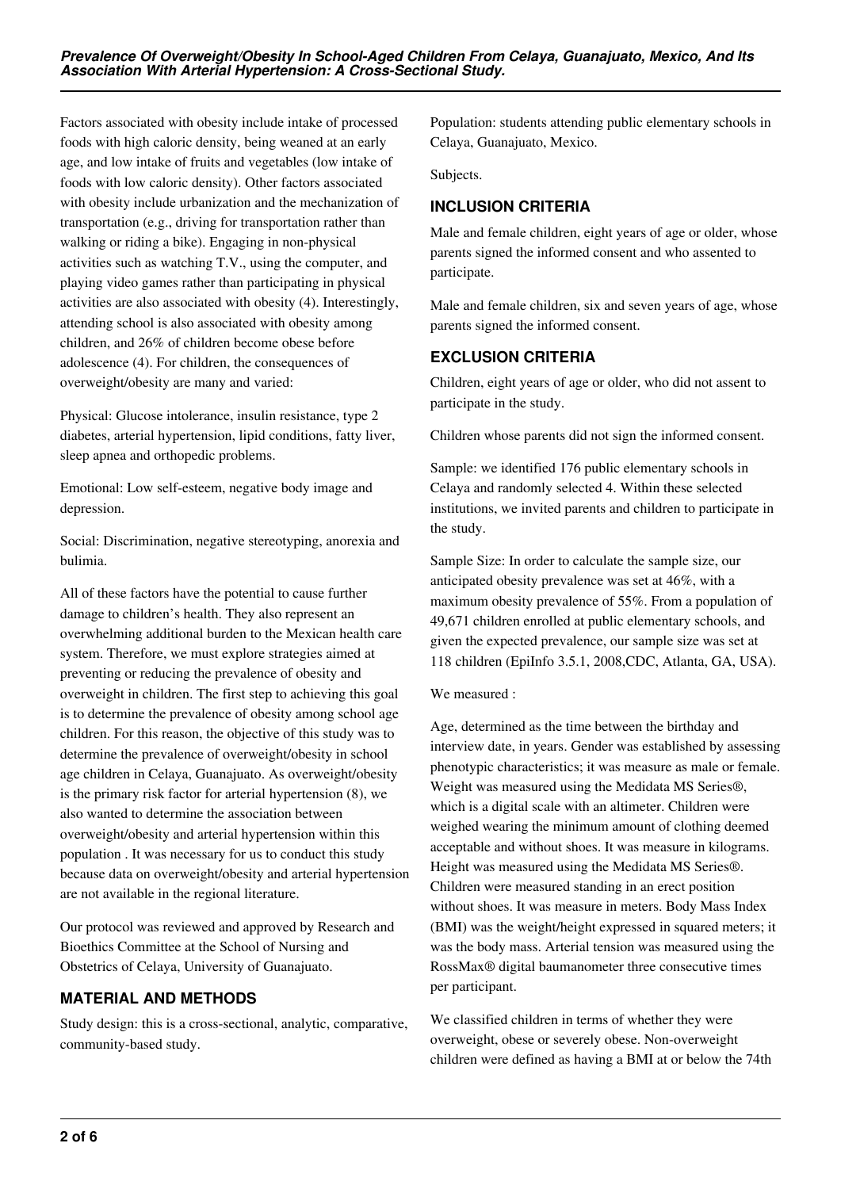Factors associated with obesity include intake of processed foods with high caloric density, being weaned at an early age, and low intake of fruits and vegetables (low intake of foods with low caloric density). Other factors associated with obesity include urbanization and the mechanization of transportation (e.g., driving for transportation rather than walking or riding a bike). Engaging in non-physical activities such as watching T.V., using the computer, and playing video games rather than participating in physical activities are also associated with obesity (4). Interestingly, attending school is also associated with obesity among children, and 26% of children become obese before adolescence (4). For children, the consequences of overweight/obesity are many and varied:

Physical: Glucose intolerance, insulin resistance, type 2 diabetes, arterial hypertension, lipid conditions, fatty liver, sleep apnea and orthopedic problems.

Emotional: Low self-esteem, negative body image and depression.

Social: Discrimination, negative stereotyping, anorexia and bulimia.

All of these factors have the potential to cause further damage to children's health. They also represent an overwhelming additional burden to the Mexican health care system. Therefore, we must explore strategies aimed at preventing or reducing the prevalence of obesity and overweight in children. The first step to achieving this goal is to determine the prevalence of obesity among school age children. For this reason, the objective of this study was to determine the prevalence of overweight/obesity in school age children in Celaya, Guanajuato. As overweight/obesity is the primary risk factor for arterial hypertension (8), we also wanted to determine the association between overweight/obesity and arterial hypertension within this population . It was necessary for us to conduct this study because data on overweight/obesity and arterial hypertension are not available in the regional literature.

Our protocol was reviewed and approved by Research and Bioethics Committee at the School of Nursing and Obstetrics of Celaya, University of Guanajuato.

## MATERIAL AND METHODS

Study design: this is a cross-sectional, analytic, comparative, community-based study.

Population: students attending public elementary schools in Celaya, Guanajuato, Mexico.

Subjects.

## INCLUSION CRITERIA

Male and female children, eight years of age or older, whose parents signed the informed consent and who assented to participate.

Male and female children, six and seven years of age, whose parents signed the informed consent.

## EXCLUSION CRITERIA

Children, eight years of age or older, who did not assent to participate in the study.

Children whose parents did not sign the informed consent.

Sample: we identified 176 public elementary schools in Celaya and randomly selected 4. Within these selected institutions, we invited parents and children to participate in the study.

Sample Size: In order to calculate the sample size, our anticipated obesity prevalence was set at 46%, with a maximum obesity prevalence of 55%. From a population of 49,671 children enrolled at public elementary schools, and given the expected prevalence, our sample size was set at 118 children (EpiInfo 3.5.1, 2008,CDC, Atlanta, GA, USA).

We measured :

Age, determined as the time between the birthday and interview date, in years. Gender was established by assessing phenotypic characteristics; it was measure as male or female. Weight was measured using the Medidata MS Series®, which is a digital scale with an altimeter. Children were weighed wearing the minimum amount of clothing deemed acceptable and without shoes. It was measure in kilograms. Height was measured using the Medidata MS Series®. Children were measured standing in an erect position without shoes. It was measure in meters. Body Mass Index (BMI) was the weight/height expressed in squared meters; it was the body mass. Arterial tension was measured using the RossMax® digital baumanometer three consecutive times per participant.

We classified children in terms of whether they were overweight, obese or severely obese. Non-overweight children were defined as having a BMI at or below the 74th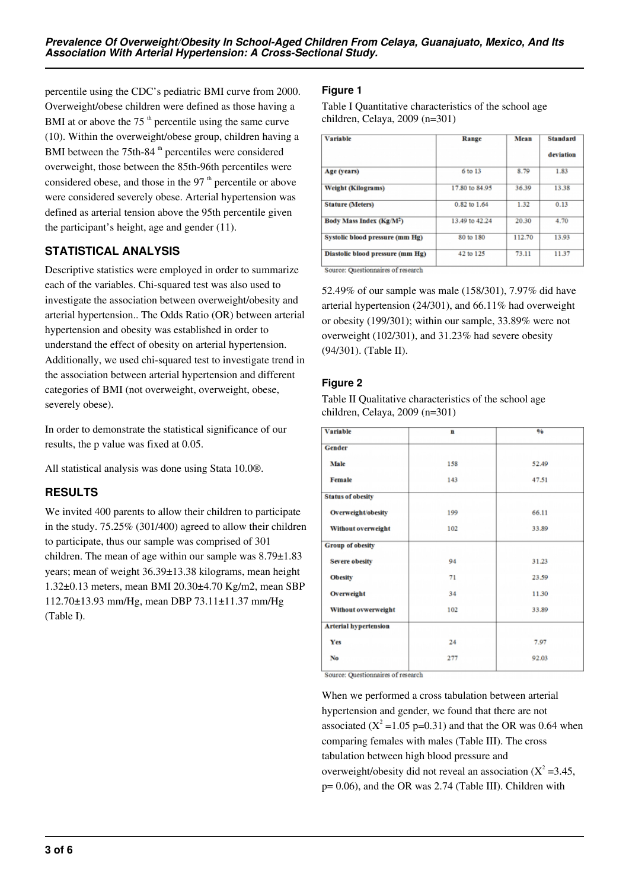percentile using the CDC's pediatric BMI curve from 2000. Overweight/obese children were defined as those having a BMI at or above the 75 th percentile using the same curve (10). Within the overweight/obese group, children having a BMI between the 75th-84 th percentiles were considered overweight, those between the 85th-96th percentiles were considered obese, and those in the 97 th percentile or above were considered severely obese. Arterial hypertension was defined as arterial tension above the 95th percentile given the participant's height, age and gender (11).

## STATISTICAL ANALYSIS

Descriptive statistics were employed in order to summarize each of the variables. Chi-squared test was also used to investigate the association between overweight/obesity and arterial hypertension.. The Odds Ratio (OR) between arterial hypertension and obesity was established in order to understand the effect of obesity on arterial hypertension. Additionally, we used chi-squared test to investigate trend in the association between arterial hypertension and different categories of BMI (not overweight, overweight, obese, severely obese).

In order to demonstrate the statistical significance of our results, the p value was fixed at 0.05.

All statistical analysis was done using Stata 10.0®.

## RESULTS

We invited 400 parents to allow their children to participate in the study. 75.25% (301/400) agreed to allow their children to participate, thus our sample was comprised of 301 children. The mean of age within our sample was 8.79±1.83 years; mean of weight 36.39±13.38 kilograms, mean height 1.32±0.13 meters, mean BMI 20.30±4.70 Kg/m2, mean SBP 112.70±13.93 mm/Hg, mean DBP 73.11±11.37 mm/Hg (Table I).

### Figure 1

Table I Quantitative characteristics of the school age children, Celaya, 2009 (n=301)

| Variable | Range | Mean | Standard deviation |
|---|---|---|---|
| Age (years) | 6 to 13 | 8.79 | 1.83 |
| Weight (Kilograms) | 17.80 to 84.95 | 36.39 | 13.38 |
| Stature (Meters) | 0.82 to 1.64 | 1.32 | 0.13 |
| Body Mass Index (Kg/M$^2$) | 13.49 to 42.24 | 20.30 | 4.70 |
| Systolic blood pressure (mm Hg) | 80 to 180 | 112.70 | 13.93 |
| Diastolic blood pressure (mm Hg) | 42 to 125 | 73.11 | 11.37 |

Source: Questionnaires of research

52.49% of our sample was male (158/301), 7.97% did have arterial hypertension (24/301), and 66.11% had overweight or obesity (199/301); within our sample, 33.89% were not overweight (102/301), and 31.23% had severe obesity (94/301). (Table II).

### Figure 2

Table II Qualitative characteristics of the school age children, Celaya, 2009 (n=301)

| Variable | n | % |
|---|---|---|
| **Gender** | | |
| Male | 158 | 52.49 |
| Female | 143 | 47.51 |
| **Status of obesity** | | |
| Overweight/obesity | 199 | 66.11 |
| Without overweight | 102 | 33.89 |
| **Group of obesity** | | |
| Severe obesity | 94 | 31.23 |
| Obesity | 71 | 23.59 |
| Overweight | 34 | 11.30 |
| Without ovverweight | 102 | 33.89 |
| **Arterial hypertension** | | |
| Yes | 24 | 7.97 |
| No | 277 | 92.03 |

Source: Questionnaires of research

When we performed a cross tabulation between arterial hypertension and gender, we found that there are not associated ($X^2$ =1.05 p=0.31) and that the OR was 0.64 when comparing females with males (Table III). The cross tabulation between high blood pressure and overweight/obesity did not reveal an association ($X^2$ =3.45, p= 0.06), and the OR was 2.74 (Table III). Children with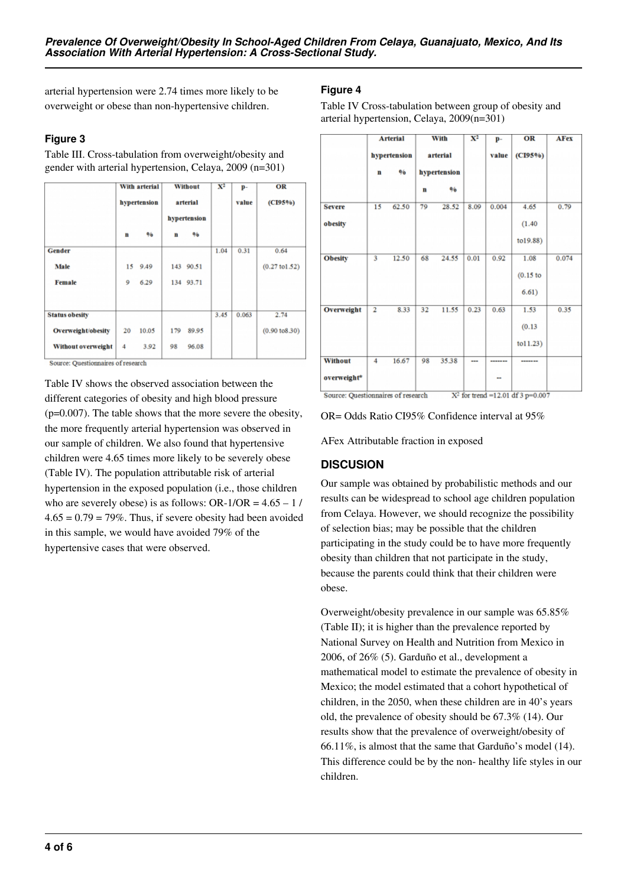arterial hypertension were 2.74 times more likely to be overweight or obese than non-hypertensive children.

### Figure 3

Table III. Cross-tabulation from overweight/obesity and gender with arterial hypertension, Celaya, 2009 (n=301)

| | With arterial hypertension | | Without arterial hypertension | | $X^2$ | p-value | OR (CI95%) |
|---|---|---|---|---|---|---|---|
| | n | % | n | % | | | |
| **Gender** | | | | | 1.04 | 0.31 | 0.64 (0.27 to1.52) |
| **Male** | 15 | 9.49 | 143 | 90.51 | | | |
| **Female** | 9 | 6.29 | 134 | 93.71 | | | |
| **Status obesity** | | | | | 3.45 | 0.063 | 2.74 (0.90 to8.30) |
| **Overweight/obesity** | 20 | 10.05 | 179 | 89.95 | | | |
| **Without overweight** | 4 | 3.92 | 98 | 96.08 | | | |

Source: Questionnaires of research

Table IV shows the observed association between the different categories of obesity and high blood pressure (p=0.007). The table shows that the more severe the obesity, the more frequently arterial hypertension was observed in our sample of children. We also found that hypertensive children were 4.65 times more likely to be severely obese (Table IV). The population attributable risk of arterial hypertension in the exposed population (i.e., those children who are severely obese) is as follows: OR-1/OR = 4.65 – 1 / 4.65 = 0.79 = 79%. Thus, if severe obesity had been avoided in this sample, we would have avoided 79% of the hypertensive cases that were observed.

### Figure 4

Table IV Cross-tabulation between group of obesity and arterial hypertension, Celaya, 2009(n=301)

| | Arterial hypertension | | With arterial hypertension | | $X^2$ | p-value | OR (CI95%) | AFex |
|---|---|---|---|---|---|---|---|---|
| | n | % | n | % | | | | |
| **Severe obesity** | 15 | 62.50 | 79 | 28.52 | 8.09 | 0.004 | 4.65 (1.40 to19.88) | 0.79 |
| **Obesity** | 3 | 12.50 | 68 | 24.55 | 0.01 | 0.92 | 1.08 (0.15 to 6.61) | 0.074 |
| **Overweight** | 2 | 8.33 | 32 | 11.55 | 0.23 | 0.63 | 1.53 (0.13 to11.23) | 0.35 |
| **Without overweight*** | 4 | 16.67 | 98 | 35.38 | --- | ------- | ------- | |

Source: Questionnaires of research $X^2$ for trend =12.01 df 3 p=0.007

OR= Odds Ratio CI95% Confidence interval at 95%

AFex Attributable fraction in exposed

## DISCUSSION

Our sample was obtained by probabilistic methods and our results can be widespread to school age children population from Celaya. However, we should recognize the possibility of selection bias; may be possible that the children participating in the study could be to have more frequently obesity than children that not participate in the study, because the parents could think that their children were obese.

Overweight/obesity prevalence in our sample was 65.85% (Table II); it is higher than the prevalence reported by National Survey on Health and Nutrition from Mexico in 2006, of 26% (5). Garduño et al., development a mathematical model to estimate the prevalence of obesity in Mexico; the model estimated that a cohort hypothetical of children, in the 2050, when these children are in 40's years old, the prevalence of obesity should be 67.3% (14). Our results show that the prevalence of overweight/obesity of 66.11%, is almost that the same that Garduño's model (14). This difference could be by the non- healthy life styles in our children.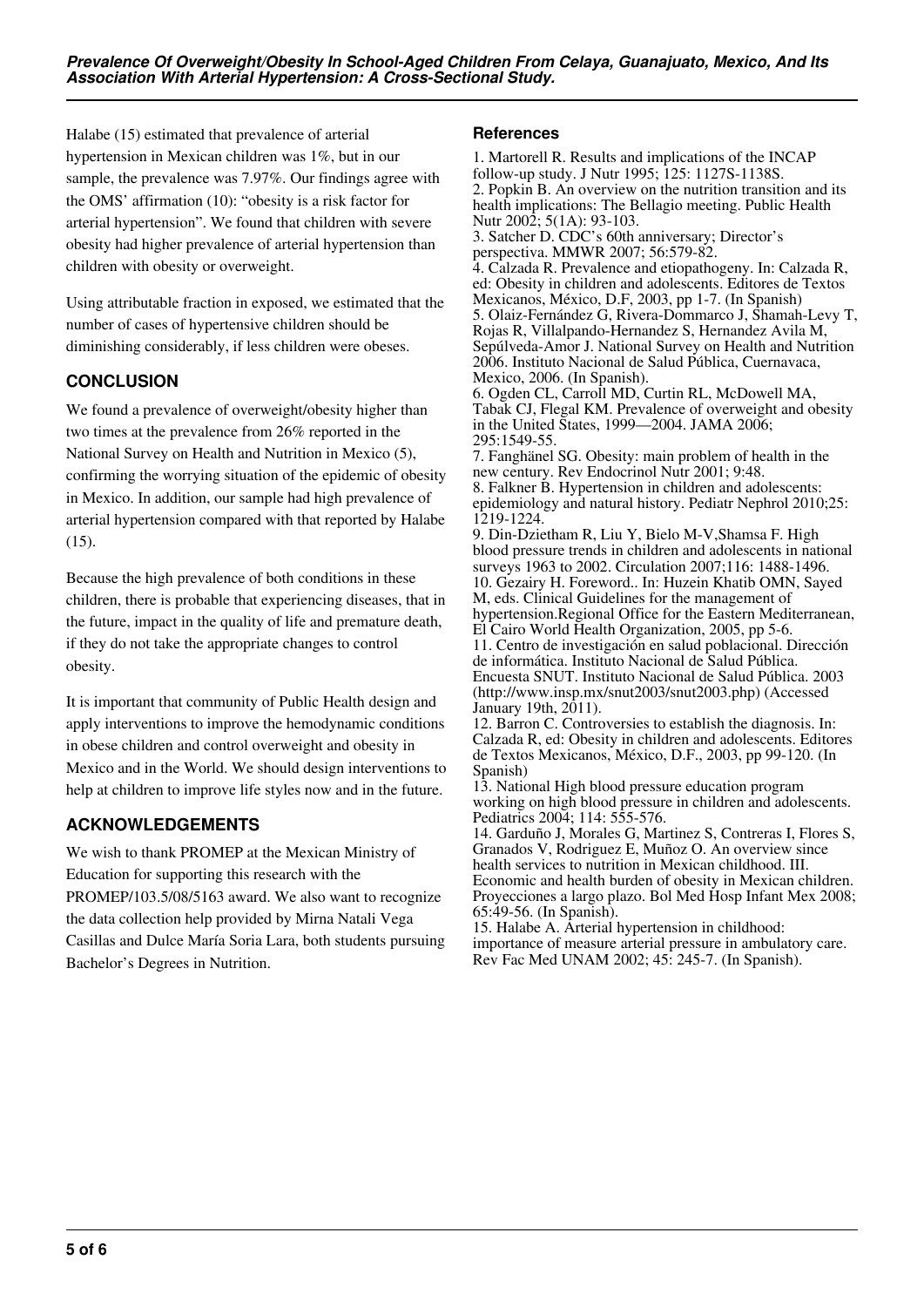Halabe (15) estimated that prevalence of arterial hypertension in Mexican children was 1%, but in our sample, the prevalence was 7.97%. Our findings agree with the OMS' affirmation (10): "obesity is a risk factor for arterial hypertension". We found that children with severe obesity had higher prevalence of arterial hypertension than children with obesity or overweight.

Using attributable fraction in exposed, we estimated that the number of cases of hypertensive children should be diminishing considerably, if less children were obeses.

## CONCLUSION

We found a prevalence of overweight/obesity higher than two times at the prevalence from 26% reported in the National Survey on Health and Nutrition in Mexico (5), confirming the worrying situation of the epidemic of obesity in Mexico. In addition, our sample had high prevalence of arterial hypertension compared with that reported by Halabe (15).

Because the high prevalence of both conditions in these children, there is probable that experiencing diseases, that in the future, impact in the quality of life and premature death, if they do not take the appropriate changes to control obesity.

It is important that community of Public Health design and apply interventions to improve the hemodynamic conditions in obese children and control overweight and obesity in Mexico and in the World. We should design interventions to help at children to improve life styles now and in the future.

## ACKNOWLEDGEMENTS

We wish to thank PROMEP at the Mexican Ministry of Education for supporting this research with the PROMEP/103.5/08/5163 award. We also want to recognize the data collection help provided by Mirna Natali Vega Casillas and Dulce María Soria Lara, both students pursuing Bachelor's Degrees in Nutrition.

### References

1. Martorell R. Results and implications of the INCAP follow-up study. J Nutr 1995; 125: 1127S-1138S.
2. Popkin B. An overview on the nutrition transition and its health implications: The Bellagio meeting. Public Health Nutr 2002; 5(1A): 93-103.
3. Satcher D. CDC's 60th anniversary; Director's perspectiva. MMWR 2007; 56:579-82.
4. Calzada R. Prevalence and etiopathogeny. In: Calzada R, ed: Obesity in children and adolescents. Editores de Textos Mexicanos, México, D.F, 2003, pp 1-7. (In Spanish)
5. Olaiz-Fernández G, Rivera-Dommarco J, Shamah-Levy T, Rojas R, Villalpando-Hernandez S, Hernandez Avila M, Sepúlveda-Amor J. National Survey on Health and Nutrition 2006. Instituto Nacional de Salud Pública, Cuernavaca, Mexico, 2006. (In Spanish).
6. Ogden CL, Carroll MD, Curtin RL, McDowell MA, Tabak CJ, Flegal KM. Prevalence of overweight and obesity in the United States, 1999—2004. JAMA 2006; 295:1549-55.
7. Fanghänel SG. Obesity: main problem of health in the new century. Rev Endocrinol Nutr 2001; 9:48.
8. Falkner B. Hypertension in children and adolescents: epidemiology and natural history. Pediatr Nephrol 2010;25: 1219-1224.
9. Din-Dzietham R, Liu Y, Bielo M-V,Shamsa F. High blood pressure trends in children and adolescents in national surveys 1963 to 2002. Circulation 2007;116: 1488-1496.
10. Gezairy H. Foreword.. In: Huzein Khatib OMN, Sayed M, eds. Clinical Guidelines for the management of hypertension.Regional Office for the Eastern Mediterranean, El Cairo World Health Organization, 2005, pp 5-6.
11. Centro de investigación en salud poblacional. Dirección de informática. Instituto Nacional de Salud Pública. Encuesta SNUT. Instituto Nacional de Salud Pública. 2003 (http://www.insp.mx/snut2003/snut2003.php) (Accessed January 19th, 2011).
12. Barron C. Controversies to establish the diagnosis. In: Calzada R, ed: Obesity in children and adolescents. Editores de Textos Mexicanos, México, D.F., 2003, pp 99-120. (In Spanish)
13. National High blood pressure education program working on high blood pressure in children and adolescents. Pediatrics 2004; 114: 555-576.
14. Garduño J, Morales G, Martinez S, Contreras I, Flores S, Granados V, Rodriguez E, Muñoz O. An overview since health services to nutrition in Mexican childhood. III. Economic and health burden of obesity in Mexican children. Proyecciones a largo plazo. Bol Med Hosp Infant Mex 2008; 65:49-56. (In Spanish).
15. Halabe A. Arterial hypertension in childhood: importance of measure arterial pressure in ambulatory care. Rev Fac Med UNAM 2002; 45: 245-7. (In Spanish).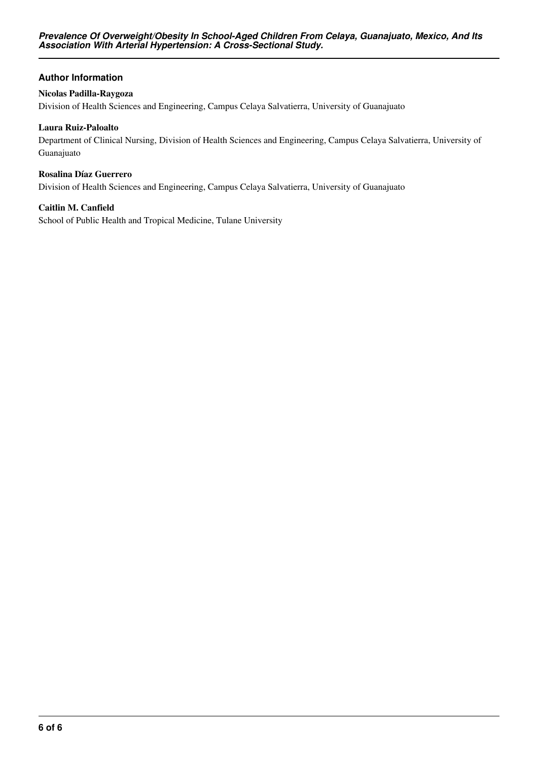## Author Information

**Nicolas Padilla-Raygoza**
Division of Health Sciences and Engineering, Campus Celaya Salvatierra, University of Guanajuato

**Laura Ruiz-Paloalto**
Department of Clinical Nursing, Division of Health Sciences and Engineering, Campus Celaya Salvatierra, University of Guanajuato

**Rosalina Díaz Guerrero**
Division of Health Sciences and Engineering, Campus Celaya Salvatierra, University of Guanajuato

**Caitlin M. Canfield**
School of Public Health and Tropical Medicine, Tulane University